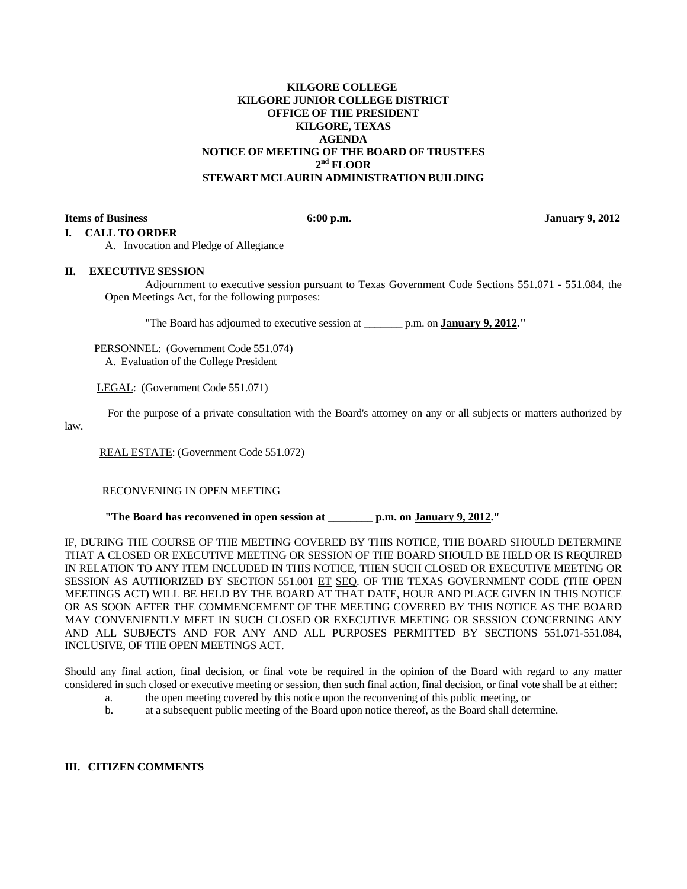**KILGORE COLLEGE**
**KILGORE JUNIOR COLLEGE DISTRICT**
**OFFICE OF THE PRESIDENT**
**KILGORE, TEXAS**
**AGENDA**
**NOTICE OF MEETING OF THE BOARD OF TRUSTEES**
**2nd FLOOR**
**STEWART MCLAURIN ADMINISTRATION BUILDING**

| **Items of Business** | **6:00 p.m.** | **January 9, 2012** |
|---|---|---|

## I. CALL TO ORDER

A. Invocation and Pledge of Allegiance

## II. EXECUTIVE SESSION

Adjournment to executive session pursuant to Texas Government Code Sections 551.071 - 551.084, the Open Meetings Act, for the following purposes:

"The Board has adjourned to executive session at _______ p.m. on **January 9, 2012."**

PERSONNEL: (Government Code 551.074)

A. Evaluation of the College President

LEGAL: (Government Code 551.071)

For the purpose of a private consultation with the Board's attorney on any or all subjects or matters authorized by law.

REAL ESTATE: (Government Code 551.072)

RECONVENING IN OPEN MEETING

**"The Board has reconvened in open session at ________ p.m. on January 9, 2012."**

IF, DURING THE COURSE OF THE MEETING COVERED BY THIS NOTICE, THE BOARD SHOULD DETERMINE THAT A CLOSED OR EXECUTIVE MEETING OR SESSION OF THE BOARD SHOULD BE HELD OR IS REQUIRED IN RELATION TO ANY ITEM INCLUDED IN THIS NOTICE, THEN SUCH CLOSED OR EXECUTIVE MEETING OR SESSION AS AUTHORIZED BY SECTION 551.001 ET SEQ. OF THE TEXAS GOVERNMENT CODE (THE OPEN MEETINGS ACT) WILL BE HELD BY THE BOARD AT THAT DATE, HOUR AND PLACE GIVEN IN THIS NOTICE OR AS SOON AFTER THE COMMENCEMENT OF THE MEETING COVERED BY THIS NOTICE AS THE BOARD MAY CONVENIENTLY MEET IN SUCH CLOSED OR EXECUTIVE MEETING OR SESSION CONCERNING ANY AND ALL SUBJECTS AND FOR ANY AND ALL PURPOSES PERMITTED BY SECTIONS 551.071-551.084, INCLUSIVE, OF THE OPEN MEETINGS ACT.

Should any final action, final decision, or final vote be required in the opinion of the Board with regard to any matter considered in such closed or executive meeting or session, then such final action, final decision, or final vote shall be at either:

a. the open meeting covered by this notice upon the reconvening of this public meeting, or
b. at a subsequent public meeting of the Board upon notice thereof, as the Board shall determine.

## III. CITIZEN COMMENTS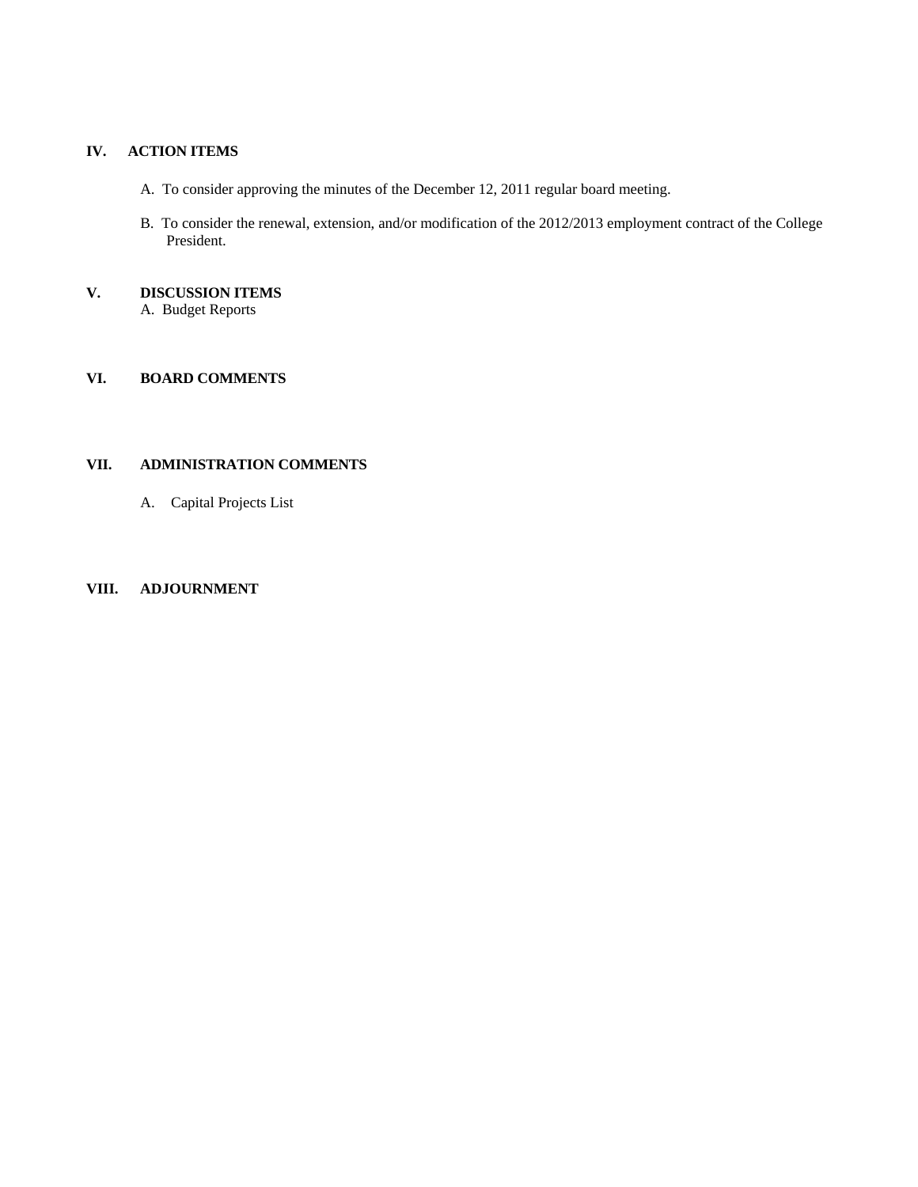## IV. ACTION ITEMS

A. To consider approving the minutes of the December 12, 2011 regular board meeting.

B. To consider the renewal, extension, and/or modification of the 2012/2013 employment contract of the College President.

## V. DISCUSSION ITEMS

A. Budget Reports

## VI. BOARD COMMENTS

## VII. ADMINISTRATION COMMENTS

A. Capital Projects List

## VIII. ADJOURNMENT